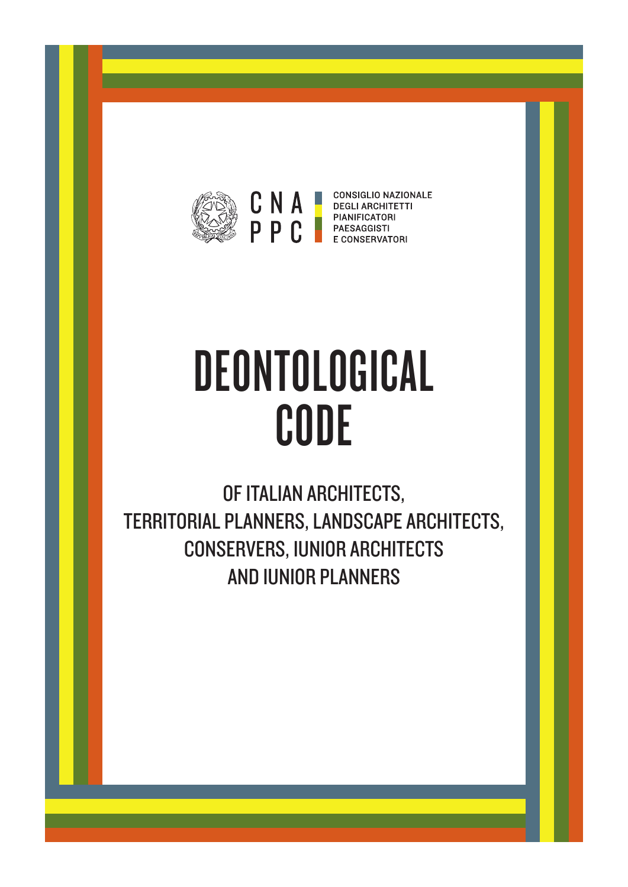C N A
P P C

CONSIGLIO NAZIONALE
DEGLI ARCHITETTI
PIANIFICATORI
PAESAGGISTI
E CONSERVATORI

# DEONTOLOGICAL CODE

## OF ITALIAN ARCHITECTS, TERRITORIAL PLANNERS, LANDSCAPE ARCHITECTS, CONSERVERS, IUNIOR ARCHITECTS AND IUNIOR PLANNERS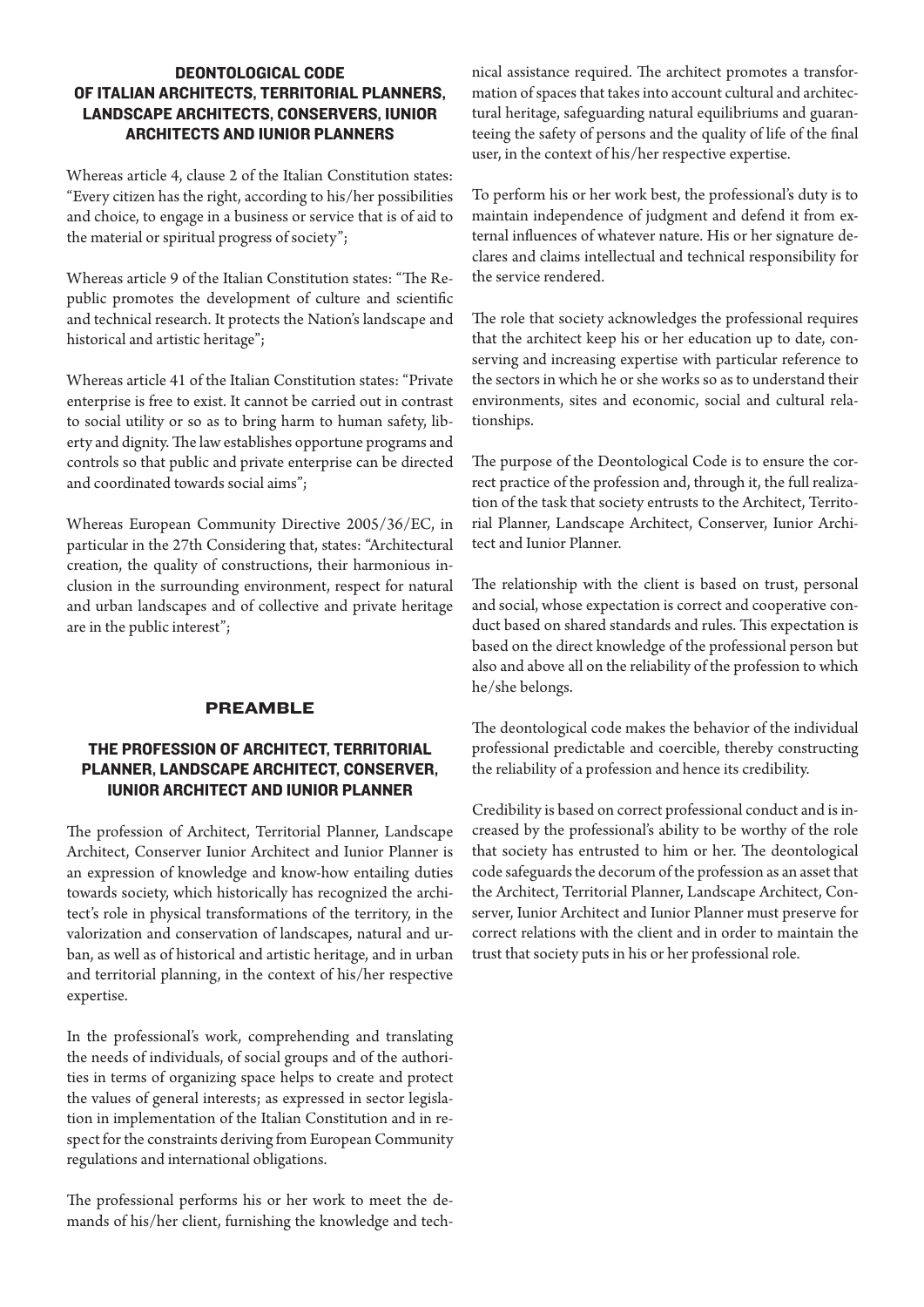# DEONTOLOGICAL CODE OF ITALIAN ARCHITECTS, TERRITORIAL PLANNERS, LANDSCAPE ARCHITECTS, CONSERVERS, IUNIOR ARCHITECTS AND IUNIOR PLANNERS

Whereas article 4, clause 2 of the Italian Constitution states: "Every citizen has the right, according to his/her possibilities and choice, to engage in a business or service that is of aid to the material or spiritual progress of society";

Whereas article 9 of the Italian Constitution states: "The Republic promotes the development of culture and scientific and technical research. It protects the Nation's landscape and historical and artistic heritage";

Whereas article 41 of the Italian Constitution states: "Private enterprise is free to exist. It cannot be carried out in contrast to social utility or so as to bring harm to human safety, liberty and dignity. The law establishes opportune programs and controls so that public and private enterprise can be directed and coordinated towards social aims";

Whereas European Community Directive 2005/36/EC, in particular in the 27th Considering that, states: "Architectural creation, the quality of constructions, their harmonious inclusion in the surrounding environment, respect for natural and urban landscapes and of collective and private heritage are in the public interest";

## PREAMBLE

### THE PROFESSION OF ARCHITECT, TERRITORIAL PLANNER, LANDSCAPE ARCHITECT, CONSERVER, IUNIOR ARCHITECT AND IUNIOR PLANNER

The profession of Architect, Territorial Planner, Landscape Architect, Conserver Iunior Architect and Iunior Planner is an expression of knowledge and know-how entailing duties towards society, which historically has recognized the architect's role in physical transformations of the territory, in the valorization and conservation of landscapes, natural and urban, as well as of historical and artistic heritage, and in urban and territorial planning, in the context of his/her respective expertise.

In the professional's work, comprehending and translating the needs of individuals, of social groups and of the authorities in terms of organizing space helps to create and protect the values of general interests; as expressed in sector legislation in implementation of the Italian Constitution and in respect for the constraints deriving from European Community regulations and international obligations.

The professional performs his or her work to meet the demands of his/her client, furnishing the knowledge and technical assistance required. The architect promotes a transformation of spaces that takes into account cultural and architectural heritage, safeguarding natural equilibriums and guaranteeing the safety of persons and the quality of life of the final user, in the context of his/her respective expertise.

To perform his or her work best, the professional's duty is to maintain independence of judgment and defend it from external influences of whatever nature. His or her signature declares and claims intellectual and technical responsibility for the service rendered.

The role that society acknowledges the professional requires that the architect keep his or her education up to date, conserving and increasing expertise with particular reference to the sectors in which he or she works so as to understand their environments, sites and economic, social and cultural relationships.

The purpose of the Deontological Code is to ensure the correct practice of the profession and, through it, the full realization of the task that society entrusts to the Architect, Territorial Planner, Landscape Architect, Conserver, Iunior Architect and Iunior Planner.

The relationship with the client is based on trust, personal and social, whose expectation is correct and cooperative conduct based on shared standards and rules. This expectation is based on the direct knowledge of the professional person but also and above all on the reliability of the profession to which he/she belongs.

The deontological code makes the behavior of the individual professional predictable and coercible, thereby constructing the reliability of a profession and hence its credibility.

Credibility is based on correct professional conduct and is increased by the professional's ability to be worthy of the role that society has entrusted to him or her. The deontological code safeguards the decorum of the profession as an asset that the Architect, Territorial Planner, Landscape Architect, Conserver, Iunior Architect and Iunior Planner must preserve for correct relations with the client and in order to maintain the trust that society puts in his or her professional role.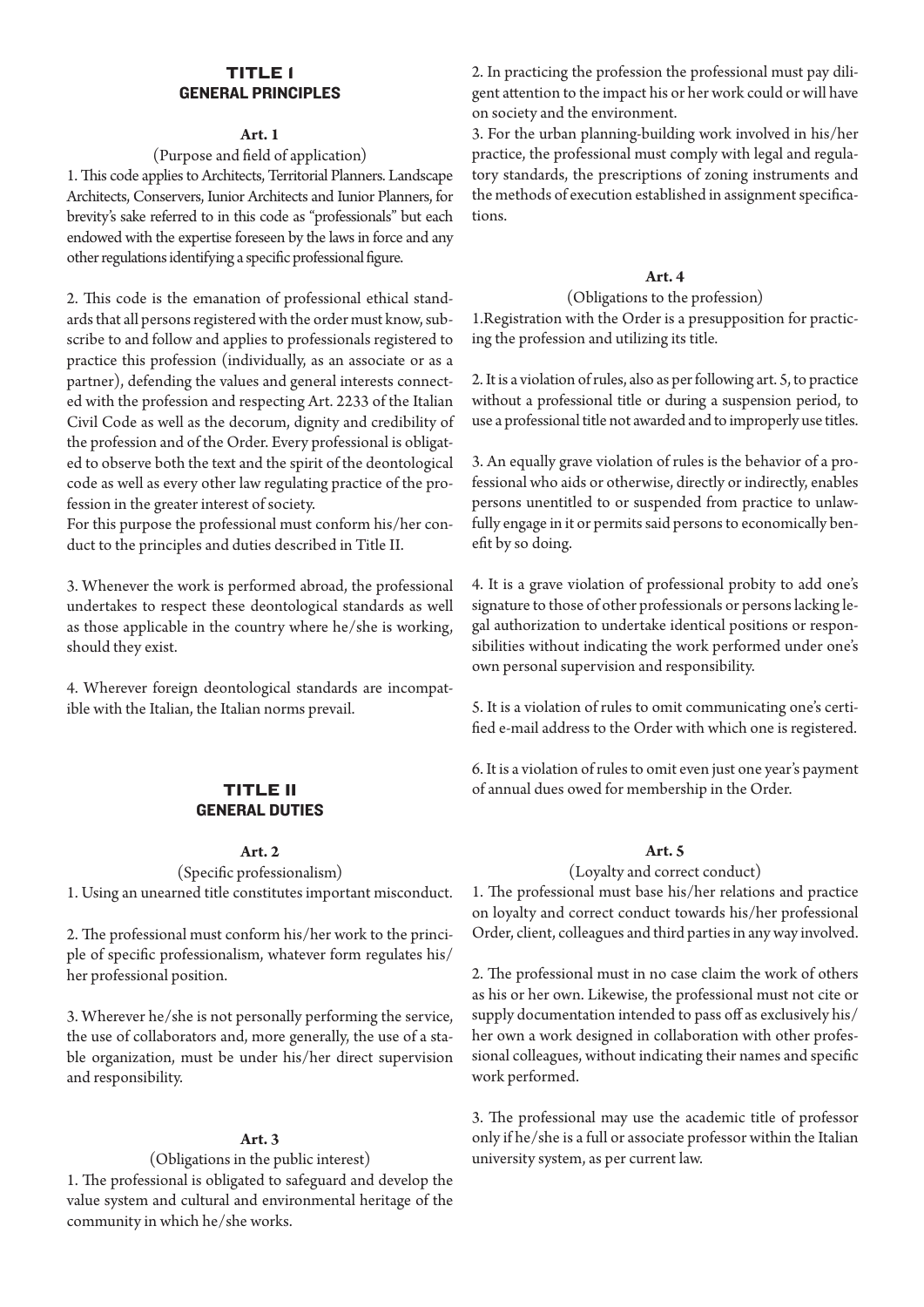# TITLE I
## GENERAL PRINCIPLES

### Art. 1

(Purpose and field of application)

1. This code applies to Architects, Territorial Planners. Landscape Architects, Conservers, Iunior Architects and Iunior Planners, for brevity's sake referred to in this code as "professionals" but each endowed with the expertise foreseen by the laws in force and any other regulations identifying a specific professional figure.

2. This code is the emanation of professional ethical standards that all persons registered with the order must know, subscribe to and follow and applies to professionals registered to practice this profession (individually, as an associate or as a partner), defending the values and general interests connected with the profession and respecting Art. 2233 of the Italian Civil Code as well as the decorum, dignity and credibility of the profession and of the Order. Every professional is obligated to observe both the text and the spirit of the deontological code as well as every other law regulating practice of the profession in the greater interest of society.
For this purpose the professional must conform his/her conduct to the principles and duties described in Title II.

3. Whenever the work is performed abroad, the professional undertakes to respect these deontological standards as well as those applicable in the country where he/she is working, should they exist.

4. Wherever foreign deontological standards are incompatible with the Italian, the Italian norms prevail.

# TITLE II
## GENERAL DUTIES

### Art. 2

(Specific professionalism)

1. Using an unearned title constitutes important misconduct.

2. The professional must conform his/her work to the principle of specific professionalism, whatever form regulates his/her professional position.

3. Wherever he/she is not personally performing the service, the use of collaborators and, more generally, the use of a stable organization, must be under his/her direct supervision and responsibility.

### Art. 3

(Obligations in the public interest)

1. The professional is obligated to safeguard and develop the value system and cultural and environmental heritage of the community in which he/she works.

2. In practicing the profession the professional must pay diligent attention to the impact his or her work could or will have on society and the environment.

3. For the urban planning-building work involved in his/her practice, the professional must comply with legal and regulatory standards, the prescriptions of zoning instruments and the methods of execution established in assignment specifications.

### Art. 4

(Obligations to the profession)

1.Registration with the Order is a presupposition for practicing the profession and utilizing its title.

2. It is a violation of rules, also as per following art. 5, to practice without a professional title or during a suspension period, to use a professional title not awarded and to improperly use titles.

3. An equally grave violation of rules is the behavior of a professional who aids or otherwise, directly or indirectly, enables persons unentitled to or suspended from practice to unlawfully engage in it or permits said persons to economically benefit by so doing.

4. It is a grave violation of professional probity to add one's signature to those of other professionals or persons lacking legal authorization to undertake identical positions or responsibilities without indicating the work performed under one's own personal supervision and responsibility.

5. It is a violation of rules to omit communicating one's certified e-mail address to the Order with which one is registered.

6. It is a violation of rules to omit even just one year's payment of annual dues owed for membership in the Order.

### Art. 5

(Loyalty and correct conduct)

1. The professional must base his/her relations and practice on loyalty and correct conduct towards his/her professional Order, client, colleagues and third parties in any way involved.

2. The professional must in no case claim the work of others as his or her own. Likewise, the professional must not cite or supply documentation intended to pass off as exclusively his/her own a work designed in collaboration with other professional colleagues, without indicating their names and specific work performed.

3. The professional may use the academic title of professor only if he/she is a full or associate professor within the Italian university system, as per current law.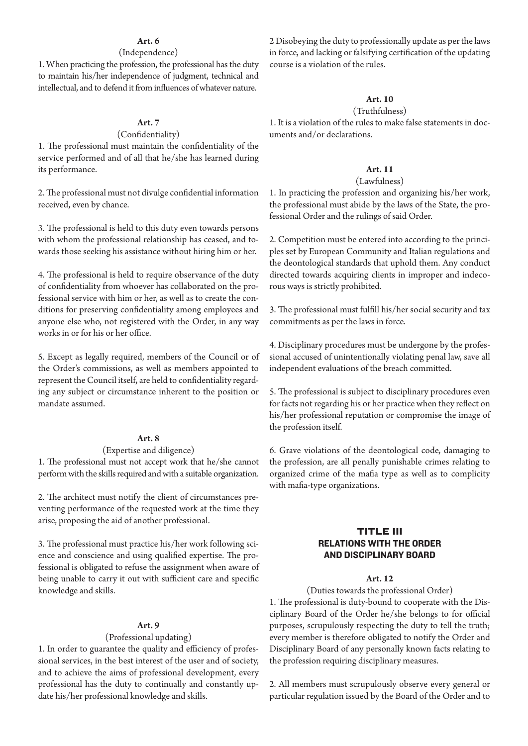**Art. 6**

(Independence)

1. When practicing the profession, the professional has the duty to maintain his/her independence of judgment, technical and intellectual, and to defend it from influences of whatever nature.

**Art. 7**

(Confidentiality)

1. The professional must maintain the confidentiality of the service performed and of all that he/she has learned during its performance.

2. The professional must not divulge confidential information received, even by chance.

3. The professional is held to this duty even towards persons with whom the professional relationship has ceased, and towards those seeking his assistance without hiring him or her.

4. The professional is held to require observance of the duty of confidentiality from whoever has collaborated on the professional service with him or her, as well as to create the conditions for preserving confidentiality among employees and anyone else who, not registered with the Order, in any way works in or for his or her office.

5. Except as legally required, members of the Council or of the Order's commissions, as well as members appointed to represent the Council itself, are held to confidentiality regarding any subject or circumstance inherent to the position or mandate assumed.

**Art. 8**

(Expertise and diligence)

1. The professional must not accept work that he/she cannot perform with the skills required and with a suitable organization.

2. The architect must notify the client of circumstances preventing performance of the requested work at the time they arise, proposing the aid of another professional.

3. The professional must practice his/her work following science and conscience and using qualified expertise. The professional is obligated to refuse the assignment when aware of being unable to carry it out with sufficient care and specific knowledge and skills.

**Art. 9**

(Professional updating)

1. In order to guarantee the quality and efficiency of professional services, in the best interest of the user and of society, and to achieve the aims of professional development, every professional has the duty to continually and constantly update his/her professional knowledge and skills.

2 Disobeying the duty to professionally update as per the laws in force, and lacking or falsifying certification of the updating course is a violation of the rules.

**Art. 10**

(Truthfulness)

1. It is a violation of the rules to make false statements in documents and/or declarations.

**Art. 11**

(Lawfulness)

1. In practicing the profession and organizing his/her work, the professional must abide by the laws of the State, the professional Order and the rulings of said Order.

2. Competition must be entered into according to the principles set by European Community and Italian regulations and the deontological standards that uphold them. Any conduct directed towards acquiring clients in improper and indecorous ways is strictly prohibited.

3. The professional must fulfill his/her social security and tax commitments as per the laws in force.

4. Disciplinary procedures must be undergone by the professional accused of unintentionally violating penal law, save all independent evaluations of the breach committed.

5. The professional is subject to disciplinary procedures even for facts not regarding his or her practice when they reflect on his/her professional reputation or compromise the image of the profession itself.

6. Grave violations of the deontological code, damaging to the profession, are all penally punishable crimes relating to organized crime of the mafia type as well as to complicity with mafia-type organizations.

## TITLE III
## RELATIONS WITH THE ORDER AND DISCIPLINARY BOARD

**Art. 12**

(Duties towards the professional Order)

1. The professional is duty-bound to cooperate with the Disciplinary Board of the Order he/she belongs to for official purposes, scrupulously respecting the duty to tell the truth; every member is therefore obligated to notify the Order and Disciplinary Board of any personally known facts relating to the profession requiring disciplinary measures.

2. All members must scrupulously observe every general or particular regulation issued by the Board of the Order and to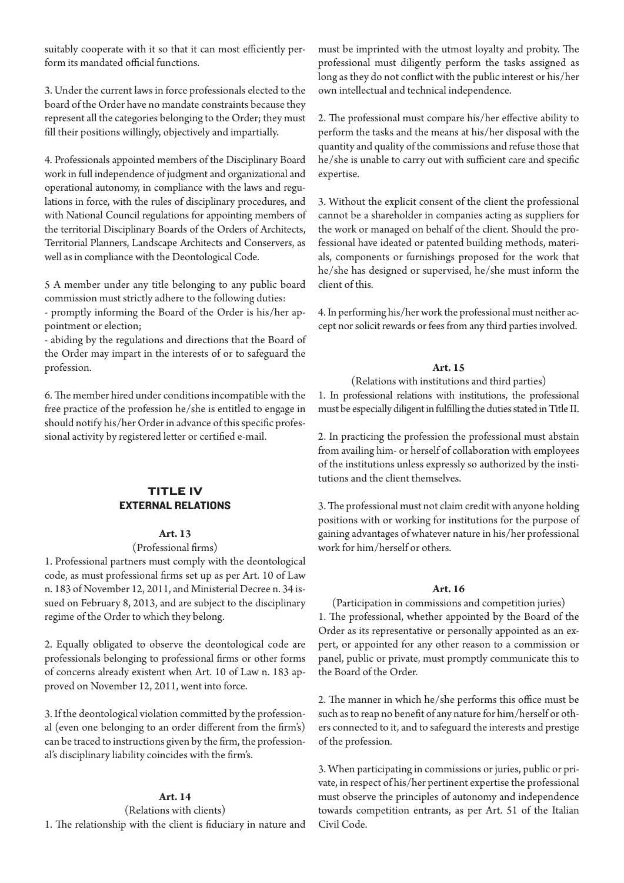suitably cooperate with it so that it can most efficiently perform its mandated official functions.

3. Under the current laws in force professionals elected to the board of the Order have no mandate constraints because they represent all the categories belonging to the Order; they must fill their positions willingly, objectively and impartially.

4. Professionals appointed members of the Disciplinary Board work in full independence of judgment and organizational and operational autonomy, in compliance with the laws and regulations in force, with the rules of disciplinary procedures, and with National Council regulations for appointing members of the territorial Disciplinary Boards of the Orders of Architects, Territorial Planners, Landscape Architects and Conservers, as well as in compliance with the Deontological Code.

5 A member under any title belonging to any public board commission must strictly adhere to the following duties:
- promptly informing the Board of the Order is his/her appointment or election;
- abiding by the regulations and directions that the Board of the Order may impart in the interests of or to safeguard the profession.

6. The member hired under conditions incompatible with the free practice of the profession he/she is entitled to engage in should notify his/her Order in advance of this specific professional activity by registered letter or certified e-mail.

## TITLE IV
## EXTERNAL RELATIONS

### Art. 13

(Professional firms)

1. Professional partners must comply with the deontological code, as must professional firms set up as per Art. 10 of Law n. 183 of November 12, 2011, and Ministerial Decree n. 34 issued on February 8, 2013, and are subject to the disciplinary regime of the Order to which they belong.

2. Equally obligated to observe the deontological code are professionals belonging to professional firms or other forms of concerns already existent when Art. 10 of Law n. 183 approved on November 12, 2011, went into force.

3. If the deontological violation committed by the professional (even one belonging to an order different from the firm's) can be traced to instructions given by the firm, the professional's disciplinary liability coincides with the firm's.

### Art. 14

(Relations with clients)

1. The relationship with the client is fiduciary in nature and must be imprinted with the utmost loyalty and probity. The professional must diligently perform the tasks assigned as long as they do not conflict with the public interest or his/her own intellectual and technical independence.

2. The professional must compare his/her effective ability to perform the tasks and the means at his/her disposal with the quantity and quality of the commissions and refuse those that he/she is unable to carry out with sufficient care and specific expertise.

3. Without the explicit consent of the client the professional cannot be a shareholder in companies acting as suppliers for the work or managed on behalf of the client. Should the professional have ideated or patented building methods, materials, components or furnishings proposed for the work that he/she has designed or supervised, he/she must inform the client of this.

4. In performing his/her work the professional must neither accept nor solicit rewards or fees from any third parties involved.

### Art. 15

(Relations with institutions and third parties)

1. In professional relations with institutions, the professional must be especially diligent in fulfilling the duties stated in Title II.

2. In practicing the profession the professional must abstain from availing him- or herself of collaboration with employees of the institutions unless expressly so authorized by the institutions and the client themselves.

3. The professional must not claim credit with anyone holding positions with or working for institutions for the purpose of gaining advantages of whatever nature in his/her professional work for him/herself or others.

### Art. 16

(Participation in commissions and competition juries)

1. The professional, whether appointed by the Board of the Order as its representative or personally appointed as an expert, or appointed for any other reason to a commission or panel, public or private, must promptly communicate this to the Board of the Order.

2. The manner in which he/she performs this office must be such as to reap no benefit of any nature for him/herself or others connected to it, and to safeguard the interests and prestige of the profession.

3. When participating in commissions or juries, public or private, in respect of his/her pertinent expertise the professional must observe the principles of autonomy and independence towards competition entrants, as per Art. 51 of the Italian Civil Code.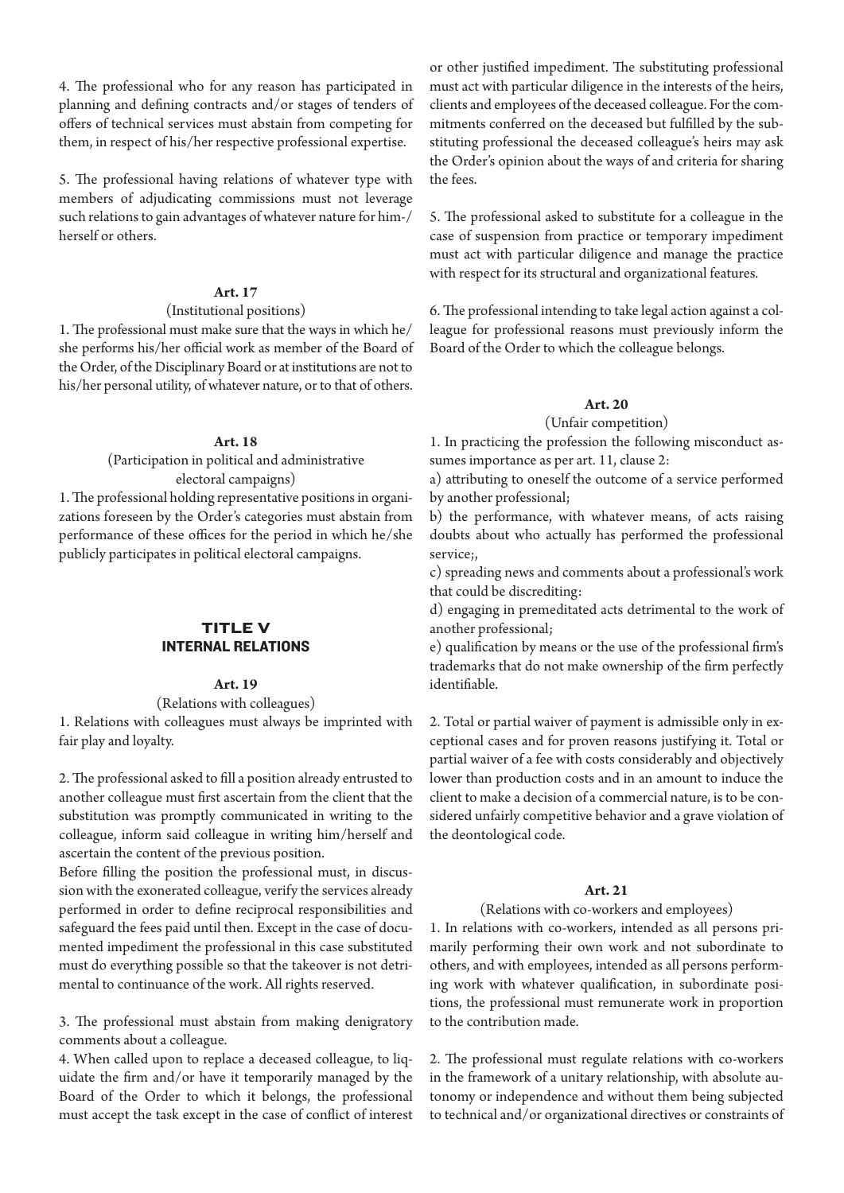4. The professional who for any reason has participated in planning and defining contracts and/or stages of tenders of offers of technical services must abstain from competing for them, in respect of his/her respective professional expertise.

5. The professional having relations of whatever type with members of adjudicating commissions must not leverage such relations to gain advantages of whatever nature for him-/herself or others.

**Art. 17**

(Institutional positions)

1. The professional must make sure that the ways in which he/she performs his/her official work as member of the Board of the Order, of the Disciplinary Board or at institutions are not to his/her personal utility, of whatever nature, or to that of others.

**Art. 18**

(Participation in political and administrative electoral campaigns)

1. The professional holding representative positions in organizations foreseen by the Order's categories must abstain from performance of these offices for the period in which he/she publicly participates in political electoral campaigns.

## TITLE V
## INTERNAL RELATIONS

**Art. 19**

(Relations with colleagues)

1. Relations with colleagues must always be imprinted with fair play and loyalty.

2. The professional asked to fill a position already entrusted to another colleague must first ascertain from the client that the substitution was promptly communicated in writing to the colleague, inform said colleague in writing him/herself and ascertain the content of the previous position.

Before filling the position the professional must, in discussion with the exonerated colleague, verify the services already performed in order to define reciprocal responsibilities and safeguard the fees paid until then. Except in the case of documented impediment the professional in this case substituted must do everything possible so that the takeover is not detrimental to continuance of the work. All rights reserved.

3. The professional must abstain from making denigratory comments about a colleague.

4. When called upon to replace a deceased colleague, to liquidate the firm and/or have it temporarily managed by the Board of the Order to which it belongs, the professional must accept the task except in the case of conflict of interest or other justified impediment. The substituting professional must act with particular diligence in the interests of the heirs, clients and employees of the deceased colleague. For the commitments conferred on the deceased but fulfilled by the substituting professional the deceased colleague's heirs may ask the Order's opinion about the ways of and criteria for sharing the fees.

5. The professional asked to substitute for a colleague in the case of suspension from practice or temporary impediment must act with particular diligence and manage the practice with respect for its structural and organizational features.

6. The professional intending to take legal action against a colleague for professional reasons must previously inform the Board of the Order to which the colleague belongs.

**Art. 20**

(Unfair competition)

1. In practicing the profession the following misconduct assumes importance as per art. 11, clause 2:

a) attributing to oneself the outcome of a service performed by another professional;

b) the performance, with whatever means, of acts raising doubts about who actually has performed the professional service;,

c) spreading news and comments about a professional's work that could be discrediting:

d) engaging in premeditated acts detrimental to the work of another professional;

e) qualification by means or the use of the professional firm's trademarks that do not make ownership of the firm perfectly identifiable.

2. Total or partial waiver of payment is admissible only in exceptional cases and for proven reasons justifying it. Total or partial waiver of a fee with costs considerably and objectively lower than production costs and in an amount to induce the client to make a decision of a commercial nature, is to be considered unfairly competitive behavior and a grave violation of the deontological code.

**Art. 21**

(Relations with co-workers and employees)

1. In relations with co-workers, intended as all persons primarily performing their own work and not subordinate to others, and with employees, intended as all persons performing work with whatever qualification, in subordinate positions, the professional must remunerate work in proportion to the contribution made.

2. The professional must regulate relations with co-workers in the framework of a unitary relationship, with absolute autonomy or independence and without them being subjected to technical and/or organizational directives or constraints of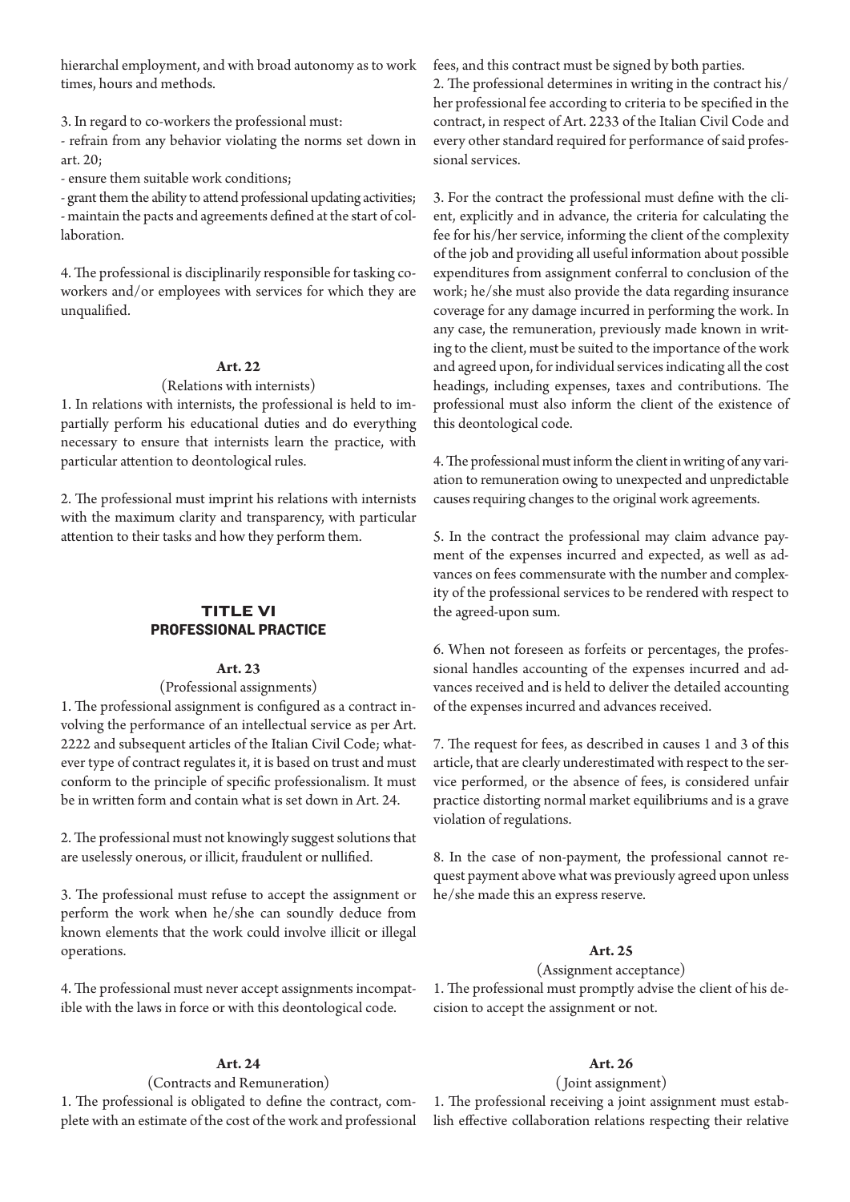hierarchal employment, and with broad autonomy as to work times, hours and methods.

3. In regard to co-workers the professional must:
- refrain from any behavior violating the norms set down in art. 20;
- ensure them suitable work conditions;
- grant them the ability to attend professional updating activities;
- maintain the pacts and agreements defined at the start of collaboration.

4. The professional is disciplinarily responsible for tasking co-workers and/or employees with services for which they are unqualified.

### Art. 22

(Relations with internists)

1. In relations with internists, the professional is held to impartially perform his educational duties and do everything necessary to ensure that internists learn the practice, with particular attention to deontological rules.

2. The professional must imprint his relations with internists with the maximum clarity and transparency, with particular attention to their tasks and how they perform them.

## TITLE VI
## PROFESSIONAL PRACTICE

### Art. 23

(Professional assignments)

1. The professional assignment is configured as a contract involving the performance of an intellectual service as per Art. 2222 and subsequent articles of the Italian Civil Code; whatever type of contract regulates it, it is based on trust and must conform to the principle of specific professionalism. It must be in written form and contain what is set down in Art. 24.

2. The professional must not knowingly suggest solutions that are uselessly onerous, or illicit, fraudulent or nullified.

3. The professional must refuse to accept the assignment or perform the work when he/she can soundly deduce from known elements that the work could involve illicit or illegal operations.

4. The professional must never accept assignments incompatible with the laws in force or with this deontological code.

### Art. 24

(Contracts and Remuneration)

1. The professional is obligated to define the contract, complete with an estimate of the cost of the work and professional fees, and this contract must be signed by both parties.

2. The professional determines in writing in the contract his/her professional fee according to criteria to be specified in the contract, in respect of Art. 2233 of the Italian Civil Code and every other standard required for performance of said professional services.

3. For the contract the professional must define with the client, explicitly and in advance, the criteria for calculating the fee for his/her service, informing the client of the complexity of the job and providing all useful information about possible expenditures from assignment conferral to conclusion of the work; he/she must also provide the data regarding insurance coverage for any damage incurred in performing the work. In any case, the remuneration, previously made known in writing to the client, must be suited to the importance of the work and agreed upon, for individual services indicating all the cost headings, including expenses, taxes and contributions. The professional must also inform the client of the existence of this deontological code.

4. The professional must inform the client in writing of any variation to remuneration owing to unexpected and unpredictable causes requiring changes to the original work agreements.

5. In the contract the professional may claim advance payment of the expenses incurred and expected, as well as advances on fees commensurate with the number and complexity of the professional services to be rendered with respect to the agreed-upon sum.

6. When not foreseen as forfeits or percentages, the professional handles accounting of the expenses incurred and advances received and is held to deliver the detailed accounting of the expenses incurred and advances received.

7. The request for fees, as described in causes 1 and 3 of this article, that are clearly underestimated with respect to the service performed, or the absence of fees, is considered unfair practice distorting normal market equilibriums and is a grave violation of regulations.

8. In the case of non-payment, the professional cannot request payment above what was previously agreed upon unless he/she made this an express reserve.

### Art. 25

(Assignment acceptance)

1. The professional must promptly advise the client of his decision to accept the assignment or not.

### Art. 26

(Joint assignment)

1. The professional receiving a joint assignment must establish effective collaboration relations respecting their relative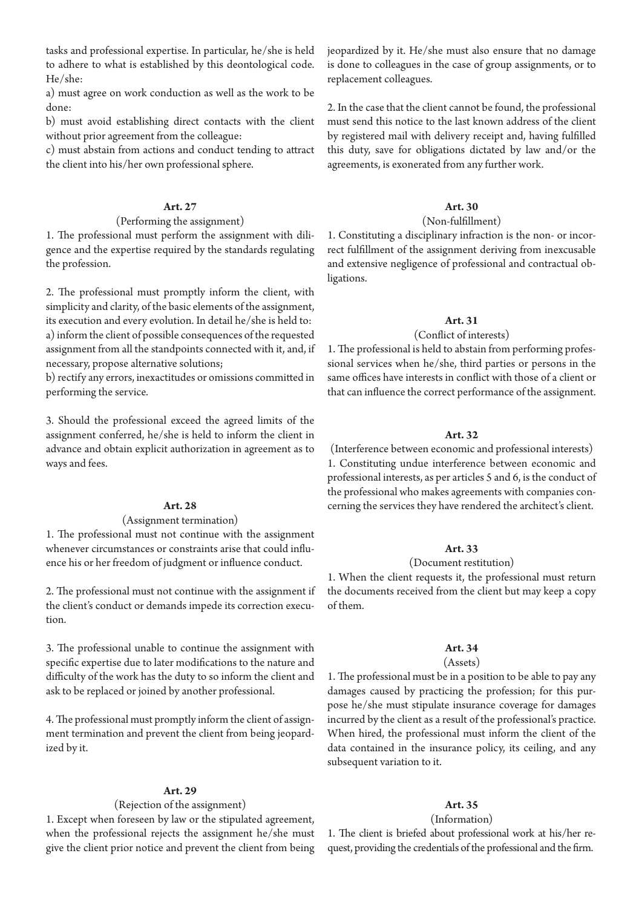tasks and professional expertise. In particular, he/she is held to adhere to what is established by this deontological code. He/she:

a) must agree on work conduction as well as the work to be done:

b) must avoid establishing direct contacts with the client without prior agreement from the colleague:

c) must abstain from actions and conduct tending to attract the client into his/her own professional sphere.

### Art. 27

(Performing the assignment)

1. The professional must perform the assignment with diligence and the expertise required by the standards regulating the profession.

2. The professional must promptly inform the client, with simplicity and clarity, of the basic elements of the assignment, its execution and every evolution. In detail he/she is held to:

a) inform the client of possible consequences of the requested assignment from all the standpoints connected with it, and, if necessary, propose alternative solutions;

b) rectify any errors, inexactitudes or omissions committed in performing the service.

3. Should the professional exceed the agreed limits of the assignment conferred, he/she is held to inform the client in advance and obtain explicit authorization in agreement as to ways and fees.

### Art. 28

(Assignment termination)

1. The professional must not continue with the assignment whenever circumstances or constraints arise that could influence his or her freedom of judgment or influence conduct.

2. The professional must not continue with the assignment if the client's conduct or demands impede its correction execution.

3. The professional unable to continue the assignment with specific expertise due to later modifications to the nature and difficulty of the work has the duty to so inform the client and ask to be replaced or joined by another professional.

4. The professional must promptly inform the client of assignment termination and prevent the client from being jeopardized by it.

### Art. 29

(Rejection of the assignment)

1. Except when foreseen by law or the stipulated agreement, when the professional rejects the assignment he/she must give the client prior notice and prevent the client from being jeopardized by it. He/she must also ensure that no damage is done to colleagues in the case of group assignments, or to replacement colleagues.

2. In the case that the client cannot be found, the professional must send this notice to the last known address of the client by registered mail with delivery receipt and, having fulfilled this duty, save for obligations dictated by law and/or the agreements, is exonerated from any further work.

### Art. 30

(Non-fulfillment)

1. Constituting a disciplinary infraction is the non- or incorrect fulfillment of the assignment deriving from inexcusable and extensive negligence of professional and contractual obligations.

### Art. 31

(Conflict of interests)

1. The professional is held to abstain from performing professional services when he/she, third parties or persons in the same offices have interests in conflict with those of a client or that can influence the correct performance of the assignment.

### Art. 32

(Interference between economic and professional interests)

1. Constituting undue interference between economic and professional interests, as per articles 5 and 6, is the conduct of the professional who makes agreements with companies concerning the services they have rendered the architect's client.

### Art. 33

(Document restitution)

1. When the client requests it, the professional must return the documents received from the client but may keep a copy of them.

### Art. 34

(Assets)

1. The professional must be in a position to be able to pay any damages caused by practicing the profession; for this purpose he/she must stipulate insurance coverage for damages incurred by the client as a result of the professional's practice. When hired, the professional must inform the client of the data contained in the insurance policy, its ceiling, and any subsequent variation to it.

### Art. 35

(Information)

1. The client is briefed about professional work at his/her request, providing the credentials of the professional and the firm.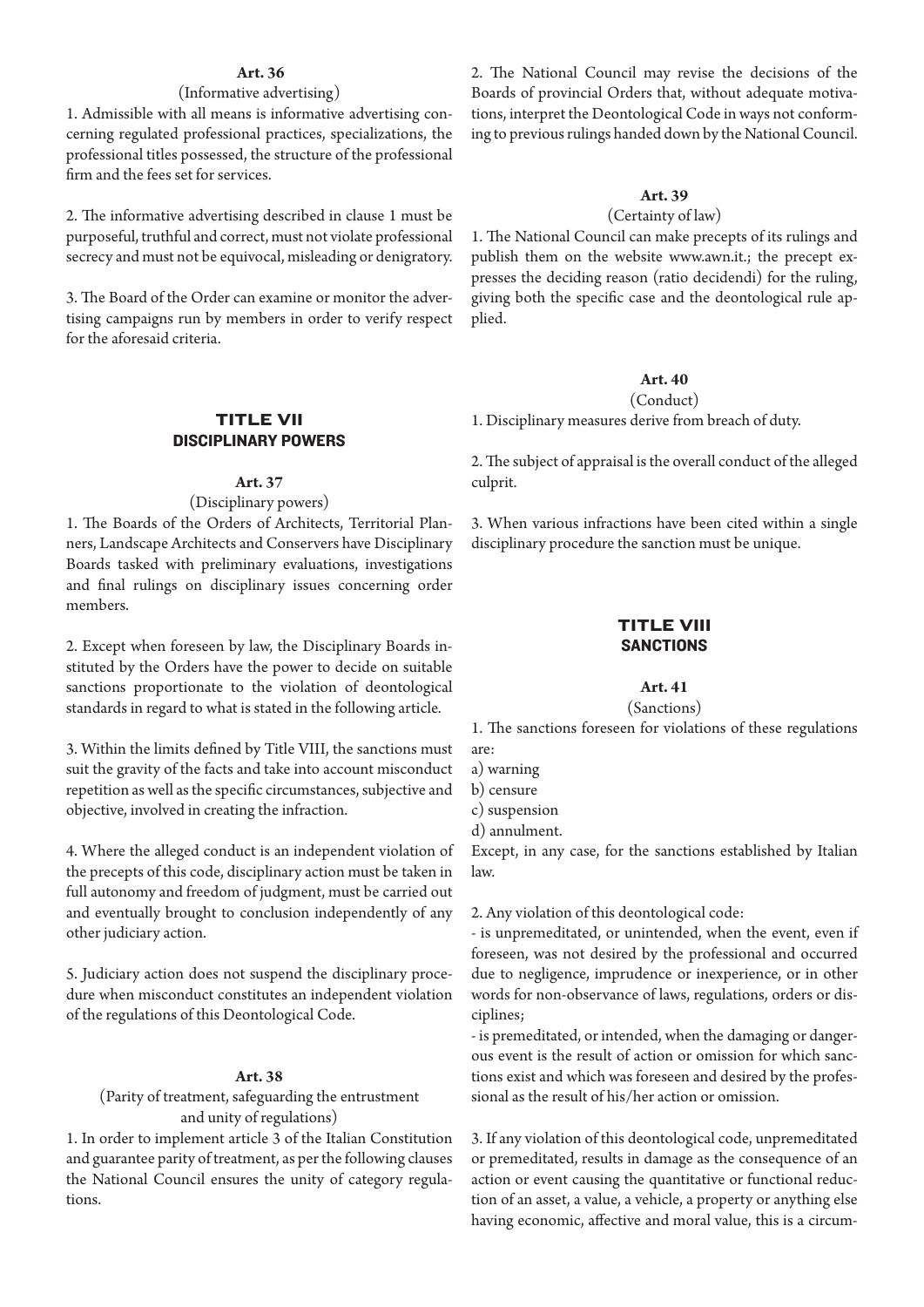**Art. 36**

(Informative advertising)

1. Admissible with all means is informative advertising concerning regulated professional practices, specializations, the professional titles possessed, the structure of the professional firm and the fees set for services.

2. The informative advertising described in clause 1 must be purposeful, truthful and correct, must not violate professional secrecy and must not be equivocal, misleading or denigratory.

3. The Board of the Order can examine or monitor the advertising campaigns run by members in order to verify respect for the aforesaid criteria.

## TITLE VII
## DISCIPLINARY POWERS

**Art. 37**

(Disciplinary powers)

1. The Boards of the Orders of Architects, Territorial Planners, Landscape Architects and Conservers have Disciplinary Boards tasked with preliminary evaluations, investigations and final rulings on disciplinary issues concerning order members.

2. Except when foreseen by law, the Disciplinary Boards instituted by the Orders have the power to decide on suitable sanctions proportionate to the violation of deontological standards in regard to what is stated in the following article.

3. Within the limits defined by Title VIII, the sanctions must suit the gravity of the facts and take into account misconduct repetition as well as the specific circumstances, subjective and objective, involved in creating the infraction.

4. Where the alleged conduct is an independent violation of the precepts of this code, disciplinary action must be taken in full autonomy and freedom of judgment, must be carried out and eventually brought to conclusion independently of any other judiciary action.

5. Judiciary action does not suspend the disciplinary procedure when misconduct constitutes an independent violation of the regulations of this Deontological Code.

**Art. 38**

(Parity of treatment, safeguarding the entrustment and unity of regulations)

1. In order to implement article 3 of the Italian Constitution and guarantee parity of treatment, as per the following clauses the National Council ensures the unity of category regulations.

2. The National Council may revise the decisions of the Boards of provincial Orders that, without adequate motivations, interpret the Deontological Code in ways not conforming to previous rulings handed down by the National Council.

**Art. 39**

(Certainty of law)

1. The National Council can make precepts of its rulings and publish them on the website www.awn.it.; the precept expresses the deciding reason (ratio decidendi) for the ruling, giving both the specific case and the deontological rule applied.

**Art. 40**

(Conduct)

1. Disciplinary measures derive from breach of duty.

2. The subject of appraisal is the overall conduct of the alleged culprit.

3. When various infractions have been cited within a single disciplinary procedure the sanction must be unique.

## TITLE VIII
## SANCTIONS

**Art. 41**

(Sanctions)

1. The sanctions foreseen for violations of these regulations are:

a) warning
b) censure
c) suspension
d) annulment.

Except, in any case, for the sanctions established by Italian law.

2. Any violation of this deontological code:

- is unpremeditated, or unintended, when the event, even if foreseen, was not desired by the professional and occurred due to negligence, imprudence or inexperience, or in other words for non-observance of laws, regulations, orders or disciplines;
- is premeditated, or intended, when the damaging or dangerous event is the result of action or omission for which sanctions exist and which was foreseen and desired by the professional as the result of his/her action or omission.

3. If any violation of this deontological code, unpremeditated or premeditated, results in damage as the consequence of an action or event causing the quantitative or functional reduction of an asset, a value, a vehicle, a property or anything else having economic, affective and moral value, this is a circum-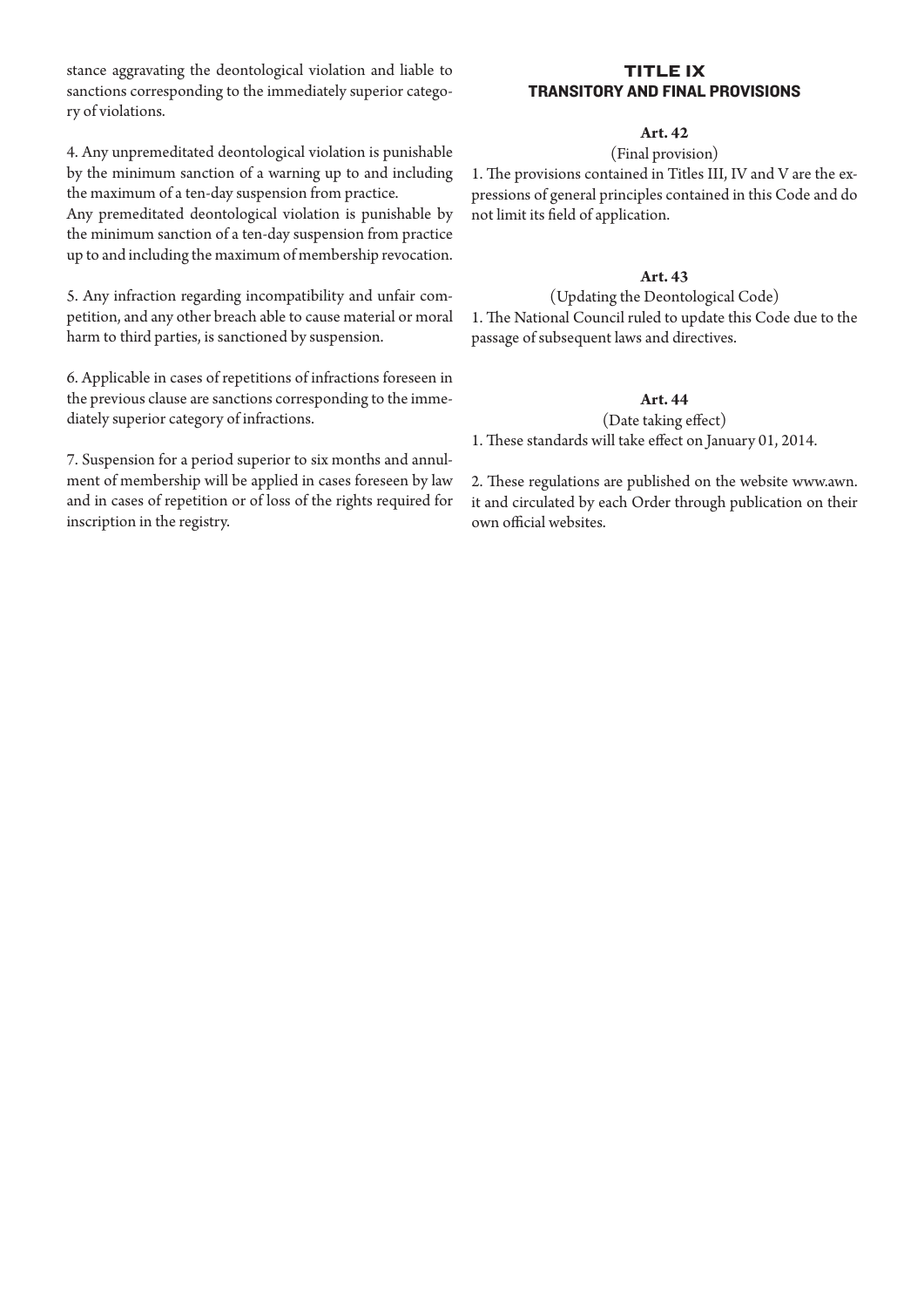stance aggravating the deontological violation and liable to sanctions corresponding to the immediately superior category of violations.

4. Any unpremeditated deontological violation is punishable by the minimum sanction of a warning up to and including the maximum of a ten-day suspension from practice.
Any premeditated deontological violation is punishable by the minimum sanction of a ten-day suspension from practice up to and including the maximum of membership revocation.

5. Any infraction regarding incompatibility and unfair competition, and any other breach able to cause material or moral harm to third parties, is sanctioned by suspension.

6. Applicable in cases of repetitions of infractions foreseen in the previous clause are sanctions corresponding to the immediately superior category of infractions.

7. Suspension for a period superior to six months and annulment of membership will be applied in cases foreseen by law and in cases of repetition or of loss of the rights required for inscription in the registry.

## TITLE IX
## TRANSITORY AND FINAL PROVISIONS

**Art. 42**

(Final provision)

1. The provisions contained in Titles III, IV and V are the expressions of general principles contained in this Code and do not limit its field of application.

**Art. 43**

(Updating the Deontological Code)

1. The National Council ruled to update this Code due to the passage of subsequent laws and directives.

**Art. 44**

(Date taking effect)

1. These standards will take effect on January 01, 2014.

2. These regulations are published on the website www.awn.it and circulated by each Order through publication on their own official websites.